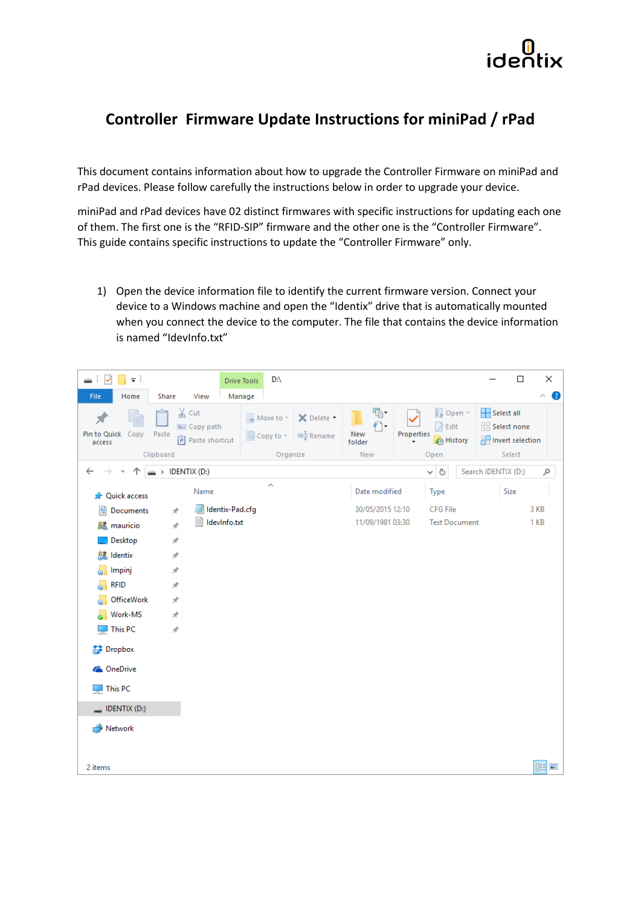# Controller Firmware Update Instructions for miniPad / rPad

This document contains information about how to upgrade the Controller Firmware on miniPad and rPad devices. Please follow carefully the instructions below in order to upgrade your device.

miniPad and rPad devices have 02 distinct firmwares with specific instructions for updating each one of them. The first one is the “RFID-SIP” firmware and the other one is the “Controller Firmware”. This guide contains specific instructions to update the “Controller Firmware” only.

1) Open the device information file to identify the current firmware version. Connect your device to a Windows machine and open the “Identix” drive that is automatically mounted when you connect the device to the computer. The file that contains the device information is named “IdevInfo.txt”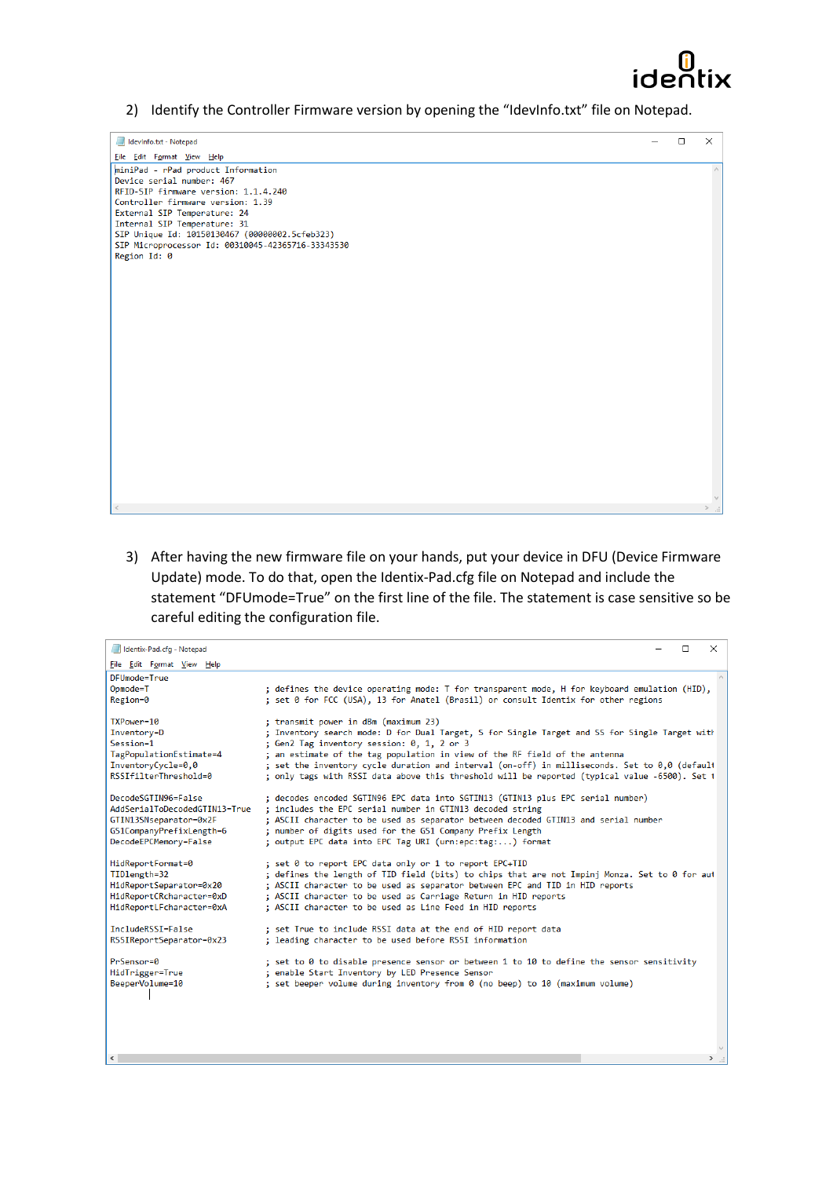2) Identify the Controller Firmware version by opening the "IdevInfo.txt" file on Notepad.

```
IdevInfo.txt - Notepad
File  Edit  Format  View  Help
miniPad - rPad product Information
Device serial number: 467
RFID-SIP firmware version: 1.1.4.240
Controller firmware version: 1.39
External SIP Temperature: 24
Internal SIP Temperature: 31
SIP Unique Id: 10150130467 (00000002.5cfeb323)
SIP Microprocessor Id: 00310045-42365716-33343530
Region Id: 0
```

3) After having the new firmware file on your hands, put your device in DFU (Device Firmware Update) mode. To do that, open the Identix-Pad.cfg file on Notepad and include the statement "DFUmode=True" on the first line of the file. The statement is case sensitive so be careful editing the configuration file.

```
Identix-Pad.cfg - Notepad
File  Edit  Format  View  Help
DFUmode=True
Opmode=T                        ; defines the device operating mode: T for transparent mode, H for keyboard emulation (HID),
Region=0                        ; set 0 for FCC (USA), 13 for Anatel (Brasil) or consult Identix for other regions

TXPower=10                      ; transmit power in dBm (maximum 23)
Inventory=D                     ; Inventory search mode: D for Dual Target, S for Single Target and SS for Single Target with
Session=1                       ; Gen2 Tag inventory session: 0, 1, 2 or 3
TagPopulationEstimate=4         ; an estimate of the tag population in view of the RF field of the antenna
InventoryCycle=0,0              ; set the inventory cycle duration and interval (on-off) in milliseconds. Set to 0,0 (default
RSSIFilterThreshold=0           ; only tags with RSSI data above this threshold will be reported (typical value -6500). Set t

DecodeSGTIN96=False             ; decodes encoded SGTIN96 EPC data into SGTIN13 (GTIN13 plus EPC serial number)
AddSerialToDecodedGTIN13=True   ; includes the EPC serial number in GTIN13 decoded string
GTIN13SNseparator=0x2F          ; ASCII character to be used as separator between decoded GTIN13 and serial number
GS1CompanyPrefixLength=6        ; number of digits used for the GS1 Company Prefix Length
DecodeEPCMemory=False           ; output EPC data into EPC Tag URI (urn:epc:tag:...) format

HidReportFormat=0               ; set 0 to report EPC data only or 1 to report EPC+TID
TIDlength=32                    ; defines the length of TID field (bits) to chips that are not Impinj Monza. Set to 0 for aut
HidReportSeparator=0x20         ; ASCII character to be used as separator between EPC and TID in HID reports
HidReportCRcharacter=0xD        ; ASCII character to be used as Carriage Return in HID reports
HidReportLFcharacter=0xA        ; ASCII character to be used as Line Feed in HID reports

IncludeRSSI=False               ; set True to include RSSI data at the end of HID report data
RSSIReportSeparator=0x23        ; leading character to be used before RSSI information

PrSensor=0                      ; set to 0 to disable presence sensor or between 1 to 10 to define the sensor sensitivity
HidTrigger=True                 ; enable Start Inventory by LED Presence Sensor
BeeperVolume=10                 ; set beeper volume during inventory from 0 (no beep) to 10 (maximum volume)
```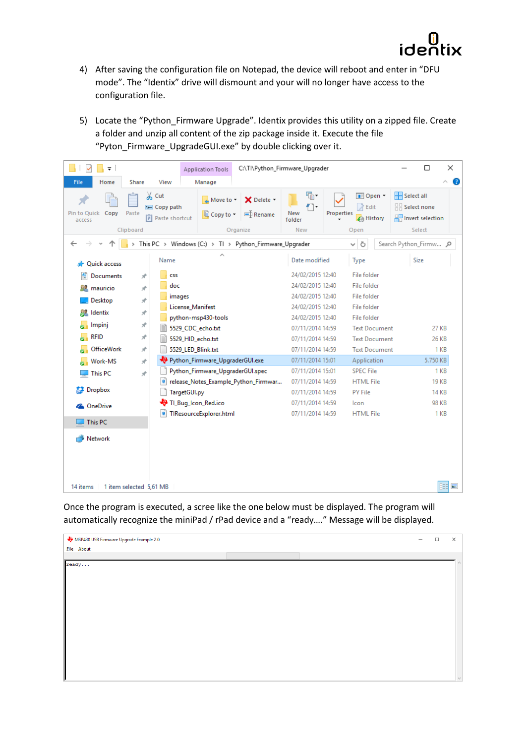4) After saving the configuration file on Notepad, the device will reboot and enter in "DFU mode". The "Identix" drive will dismount and your will no longer have access to the configuration file.

5) Locate the "Python_Firmware Upgrade". Identix provides this utility on a zipped file. Create a folder and unzip all content of the zip package inside it. Execute the file "Pyton_Firmware_UpgradeGUI.exe" by double clicking over it.

Once the program is executed, a scree like the one below must be displayed. The program will automatically recognize the miniPad / rPad device and a "ready…." Message will be displayed.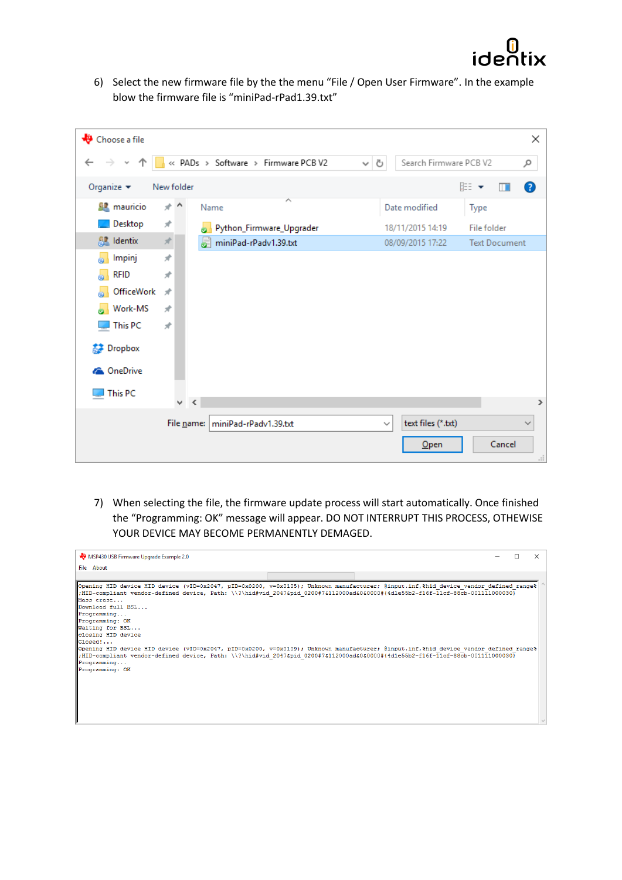6) Select the new firmware file by the the menu "File / Open User Firmware". In the example blow the firmware file is "miniPad-rPad1.39.txt"

7) When selecting the file, the firmware update process will start automatically. Once finished the "Programming: OK" message will appear. DO NOT INTERRUPT THIS PROCESS, OTHEWISE YOUR DEVICE MAY BECOME PERMANENTLY DEMAGED.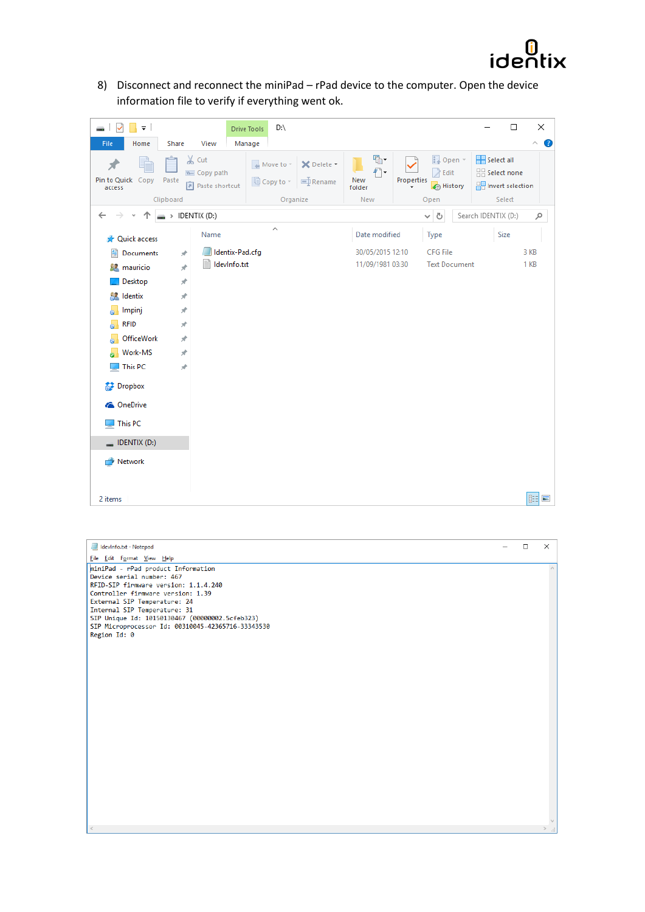8) Disconnect and reconnect the miniPad – rPad device to the computer. Open the device information file to verify if everything went ok.

```
miniPad - rPad product Information
Device serial number: 467
RFID-SIP firmware version: 1.1.4.240
Controller firmware version: 1.39
External SIP Temperature: 24
Internal SIP Temperature: 31
SIP Unique Id: 10150130467 (00000002.5cfeb323)
SIP Microprocessor Id: 00310045-42365716-33343530
Region Id: 0
```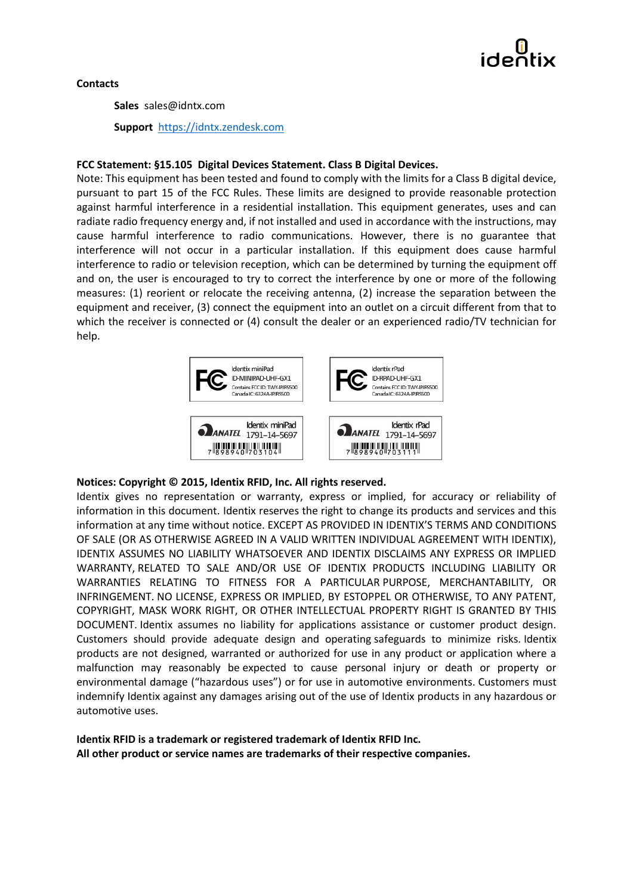**Contacts**

**Sales** sales@idntx.com

**Support** https://idntx.zendesk.com

**FCC Statement: §15.105 Digital Devices Statement. Class B Digital Devices.**

Note: This equipment has been tested and found to comply with the limits for a Class B digital device, pursuant to part 15 of the FCC Rules. These limits are designed to provide reasonable protection against harmful interference in a residential installation. This equipment generates, uses and can radiate radio frequency energy and, if not installed and used in accordance with the instructions, may cause harmful interference to radio communications. However, there is no guarantee that interference will not occur in a particular installation. If this equipment does cause harmful interference to radio or television reception, which can be determined by turning the equipment off and on, the user is encouraged to try to correct the interference by one or more of the following measures: (1) reorient or relocate the receiving antenna, (2) increase the separation between the equipment and receiver, (3) connect the equipment into an outlet on a circuit different from that to which the receiver is connected or (4) consult the dealer or an experienced radio/TV technician for help.

Identix miniPad
ID-MINIPAD-UHF-GX1
Contains FCC ID: TWY-IPJRS500
Canada IC: 6324A-IPJRS500

Identix rPad
ID-RPAD-UHF-GX1
Contains FCC ID: TWY-IPJRS500
Canada IC: 6324A-IPJRS500

ANATEL Identix miniPad
1791-14-5697
7 898940 703104

ANATEL Identix rPad
1791-14-5697
7 898940 703111

**Notices: Copyright © 2015, Identix RFID, Inc. All rights reserved.**

Identix gives no representation or warranty, express or implied, for accuracy or reliability of information in this document. Identix reserves the right to change its products and services and this information at any time without notice. EXCEPT AS PROVIDED IN IDENTIX'S TERMS AND CONDITIONS OF SALE (OR AS OTHERWISE AGREED IN A VALID WRITTEN INDIVIDUAL AGREEMENT WITH IDENTIX), IDENTIX ASSUMES NO LIABILITY WHATSOEVER AND IDENTIX DISCLAIMS ANY EXPRESS OR IMPLIED WARRANTY, RELATED TO SALE AND/OR USE OF IDENTIX PRODUCTS INCLUDING LIABILITY OR WARRANTIES RELATING TO FITNESS FOR A PARTICULAR PURPOSE, MERCHANTABILITY, OR INFRINGEMENT. NO LICENSE, EXPRESS OR IMPLIED, BY ESTOPPEL OR OTHERWISE, TO ANY PATENT, COPYRIGHT, MASK WORK RIGHT, OR OTHER INTELLECTUAL PROPERTY RIGHT IS GRANTED BY THIS DOCUMENT. Identix assumes no liability for applications assistance or customer product design. Customers should provide adequate design and operating safeguards to minimize risks. Identix products are not designed, warranted or authorized for use in any product or application where a malfunction may reasonably be expected to cause personal injury or death or property or environmental damage ("hazardous uses") or for use in automotive environments. Customers must indemnify Identix against any damages arising out of the use of Identix products in any hazardous or automotive uses.

**Identix RFID is a trademark or registered trademark of Identix RFID Inc.**
**All other product or service names are trademarks of their respective companies.**